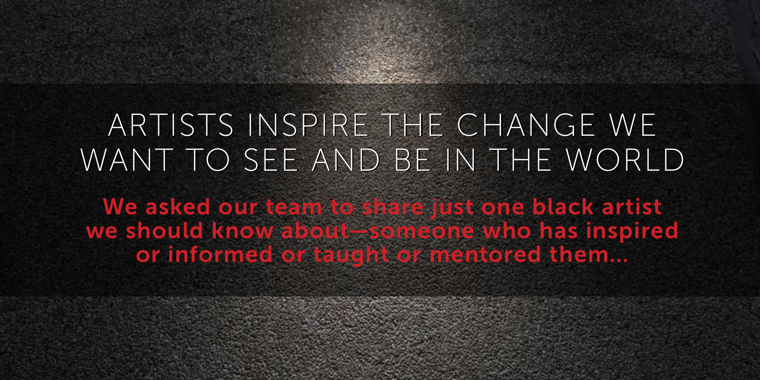# ARTISTS INSPIRE THE CHANGE WE WANT TO SEE AND BE IN THE WORLD

**We asked our team to share just one black artist we should know about—someone who has inspired or informed or taught or mentored them...**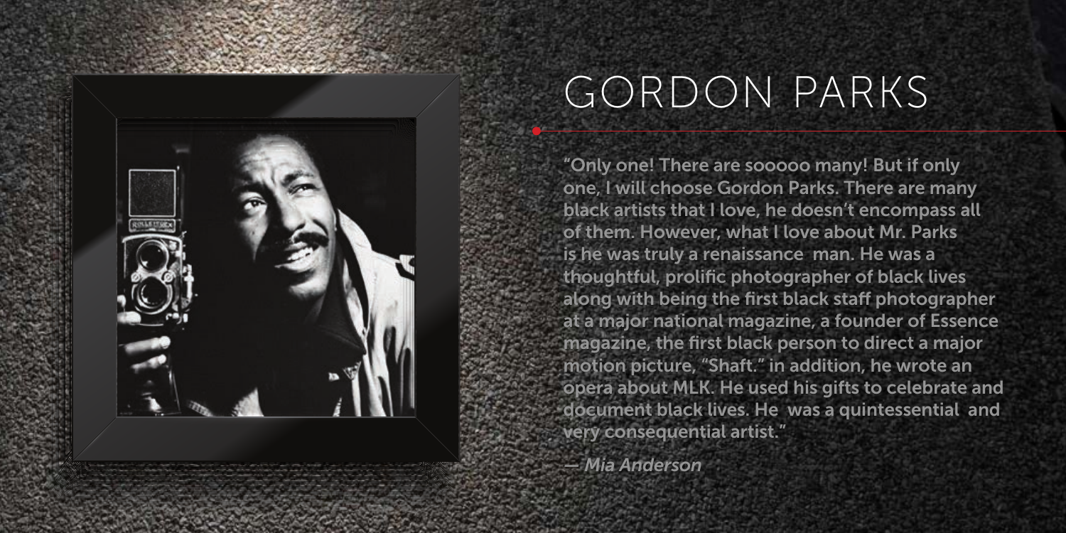# GORDON PARKS

"Only one! There are sooooo many! But if only one, I will choose Gordon Parks. There are many black artists that I love, he doesn't encompass all of them. However, what I love about Mr. Parks is he was truly a renaissance  man. He was a thoughtful, prolific photographer of black lives along with being the first black staff photographer at a major national magazine, a founder of Essence magazine, the first black person to direct a major motion picture, "Shaft." in addition, he wrote an opera about MLK. He used his gifts to celebrate and document black lives. He  was a quintessential  and very consequential artist."

*— Mia Anderson*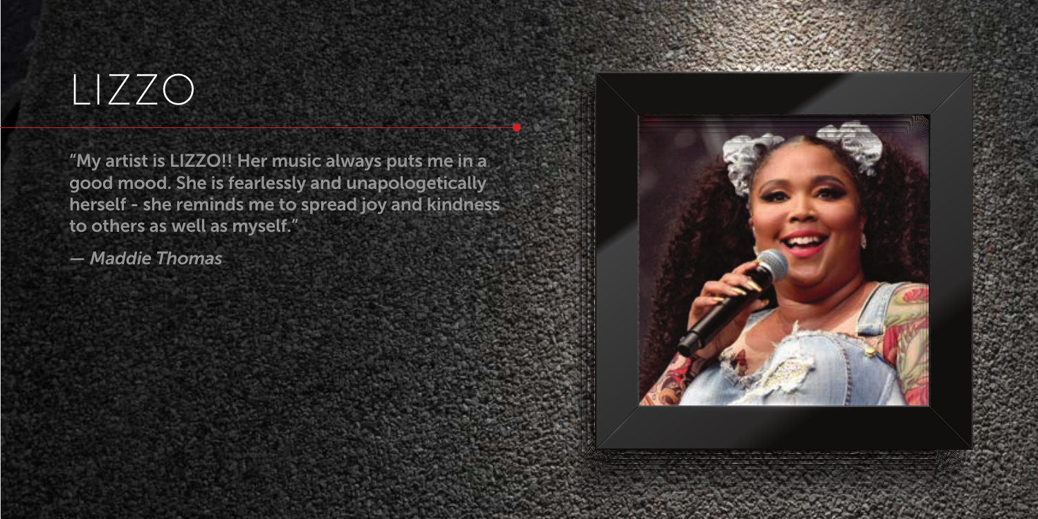# LIZZO

"My artist is LIZZO!! Her music always puts me in a good mood. She is fearlessly and unapologetically herself - she reminds me to spread joy and kindness to others as well as myself."

*— Maddie Thomas*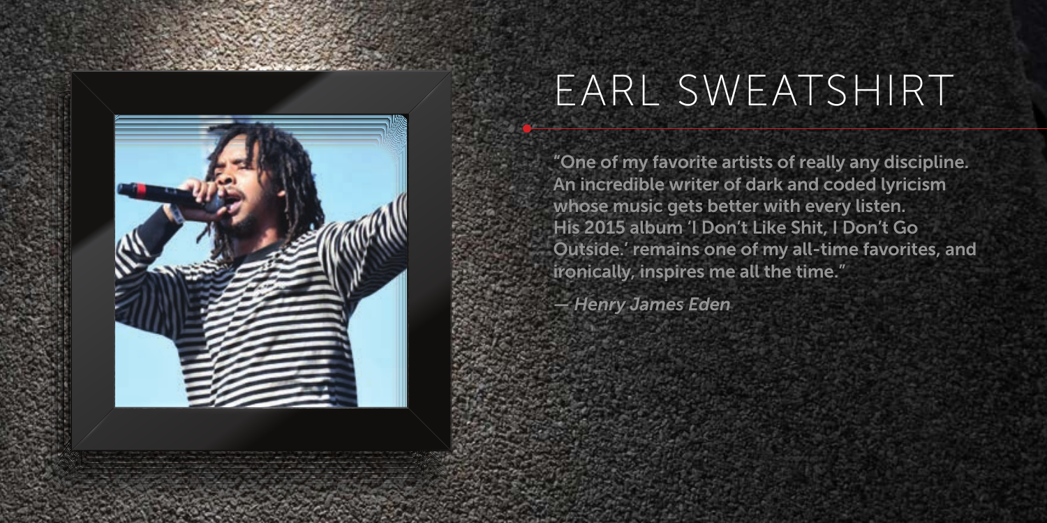# EARL SWEATSHIRT

"One of my favorite artists of really any discipline. An incredible writer of dark and coded lyricism whose music gets better with every listen. His 2015 album 'I Don't Like Shit, I Don't Go Outside.' remains one of my all-time favorites, and ironically, inspires me all the time."

*— Henry James Eden*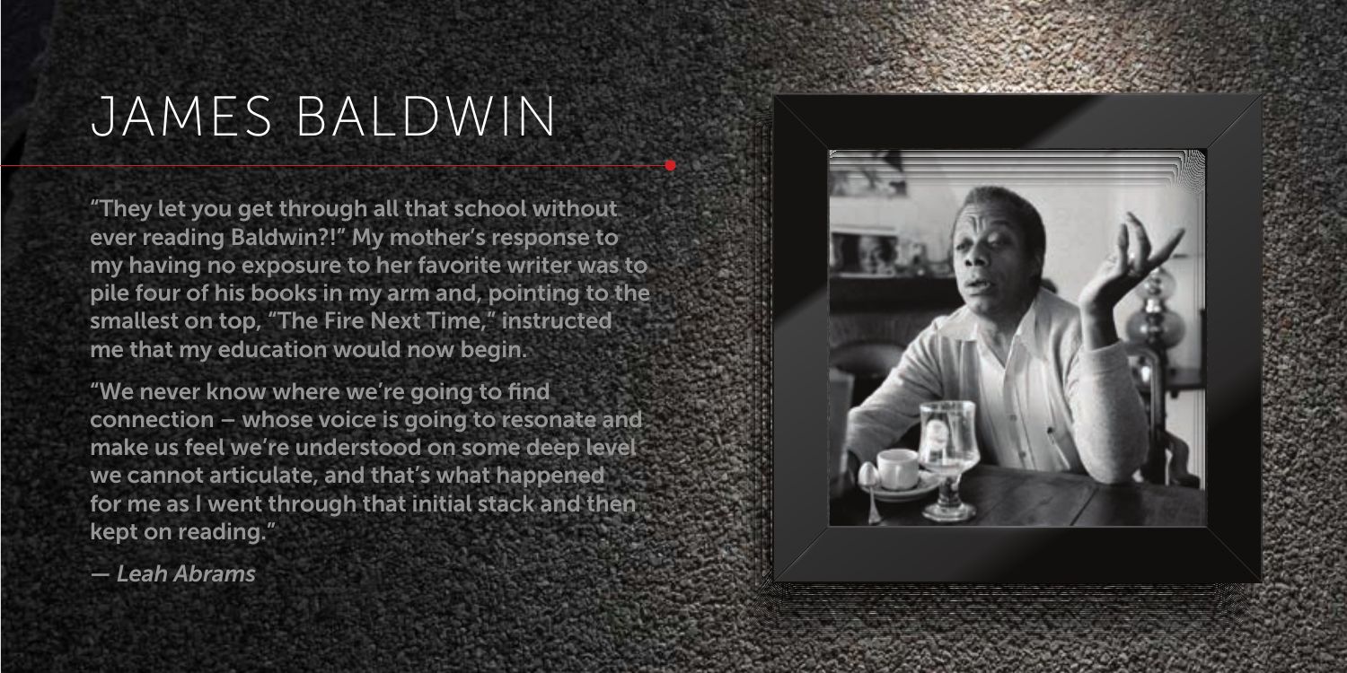# JAMES BALDWIN

"They let you get through all that school without ever reading Baldwin?!" My mother's response to my having no exposure to her favorite writer was to pile four of his books in my arm and, pointing to the smallest on top, "The Fire Next Time," instructed me that my education would now begin.

"We never know where we're going to find connection – whose voice is going to resonate and make us feel we're understood on some deep level we cannot articulate, and that's what happened for me as I went through that initial stack and then kept on reading."

*— Leah Abrams*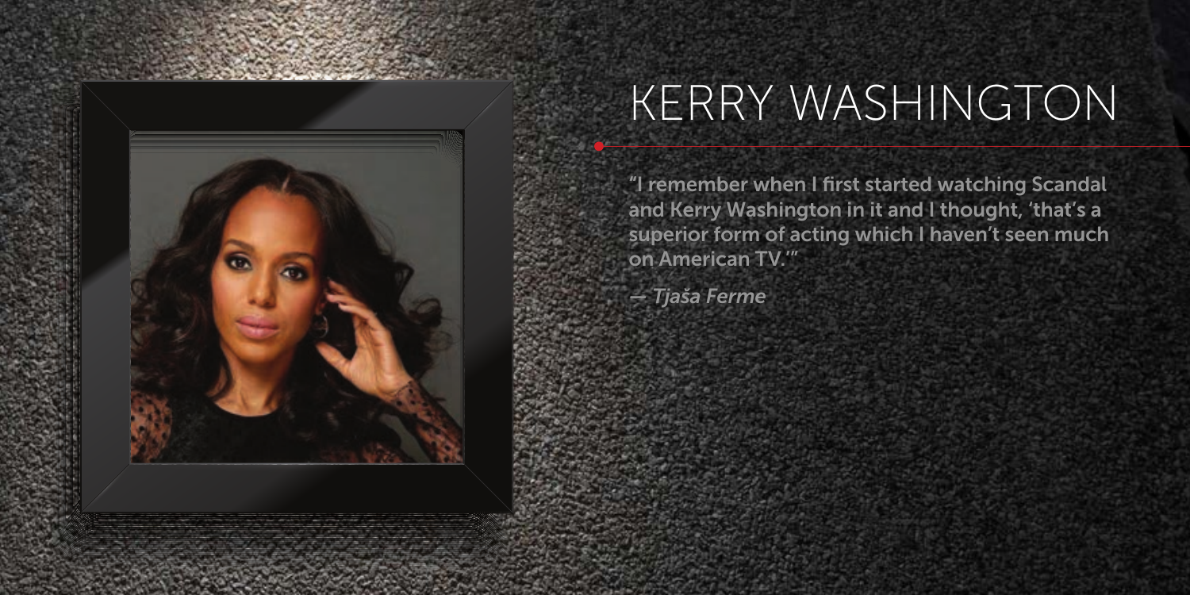# KERRY WASHINGTON

"I remember when I first started watching Scandal and Kerry Washington in it and I thought, 'that's a superior form of acting which I haven't seen much on American TV.'"

*— Tjaša Ferme*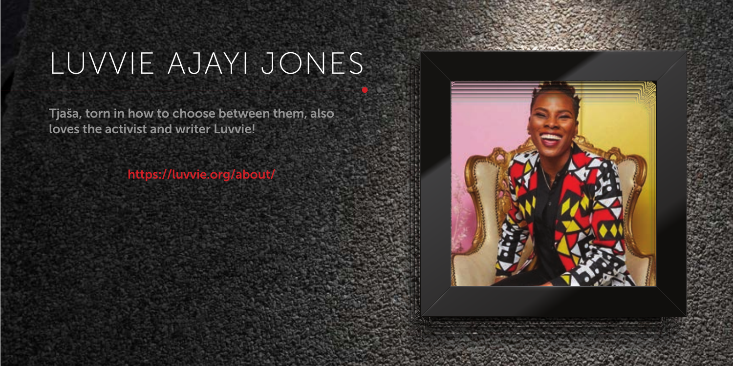# LUVVIE AJAYI JONES

Tjaša, torn in how to choose between them, also loves the activist and writer Luvvie!

https://luvvie.org/about/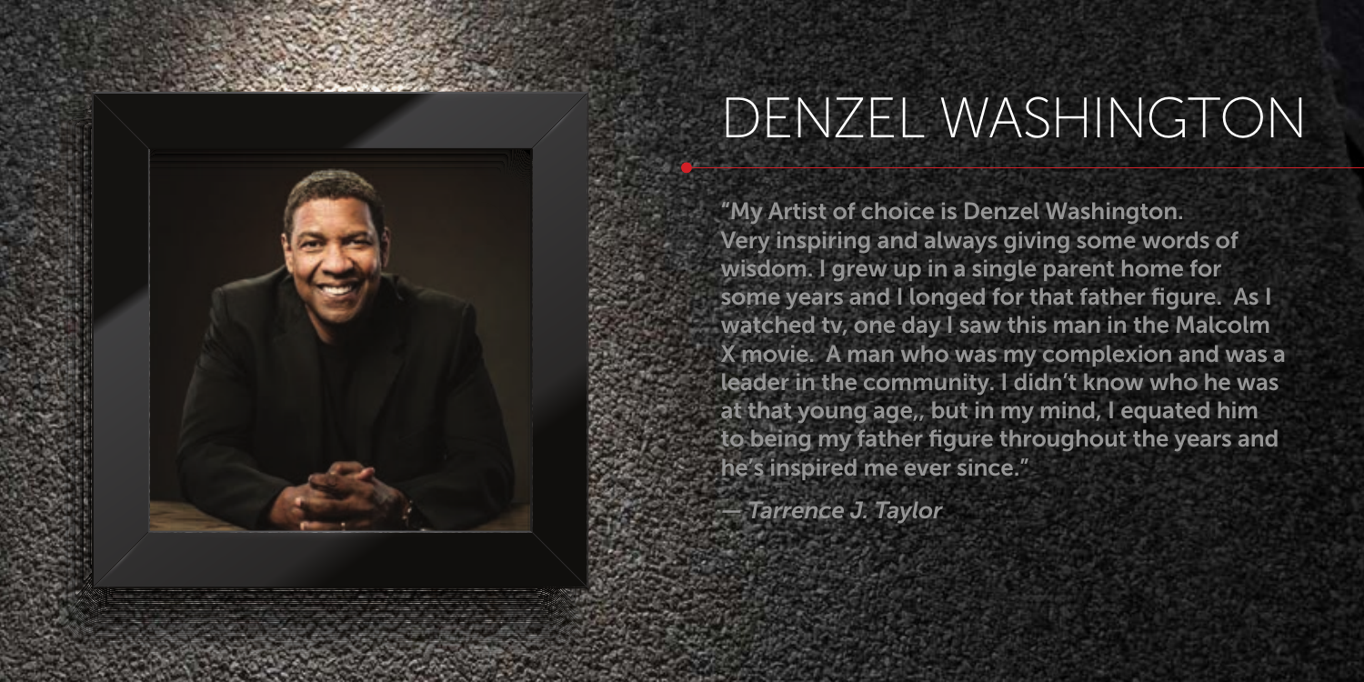# DENZEL WASHINGTON

"My Artist of choice is Denzel Washington. Very inspiring and always giving some words of wisdom. I grew up in a single parent home for some years and I longed for that father figure. As I watched tv, one day I saw this man in the Malcolm X movie. A man who was my complexion and was a leader in the community. I didn't know who he was at that young age,, but in my mind, I equated him to being my father figure throughout the years and he's inspired me ever since."

*— Tarrence J. Taylor*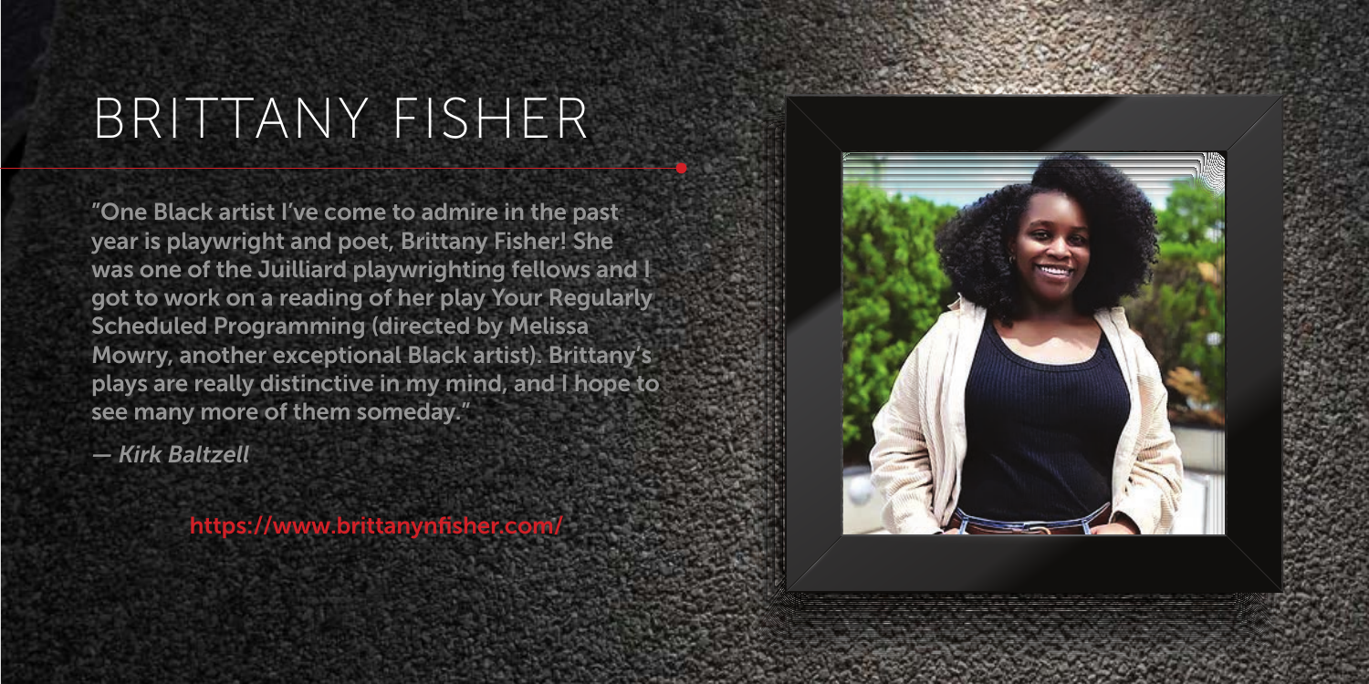# BRITTANY FISHER

"One Black artist I've come to admire in the past year is playwright and poet, Brittany Fisher! She was one of the Juilliard playwrighting fellows and I got to work on a reading of her play Your Regularly Scheduled Programming (directed by Melissa Mowry, another exceptional Black artist). Brittany's plays are really distinctive in my mind, and I hope to see many more of them someday."

*— Kirk Baltzell*

https://www.brittanynfisher.com/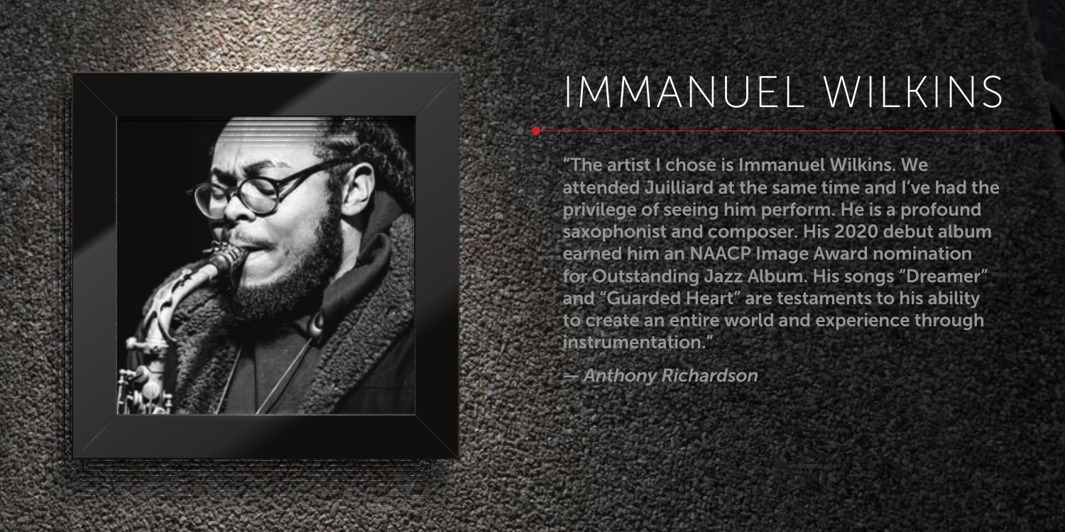# IMMANUEL WILKINS

"The artist I chose is Immanuel Wilkins. We attended Juilliard at the same time and I've had the privilege of seeing him perform. He is a profound saxophonist and composer. His 2020 debut album earned him an NAACP Image Award nomination for Outstanding Jazz Album. His songs "Dreamer" and "Guarded Heart" are testaments to his ability to create an entire world and experience through instrumentation."

*— Anthony Richardson*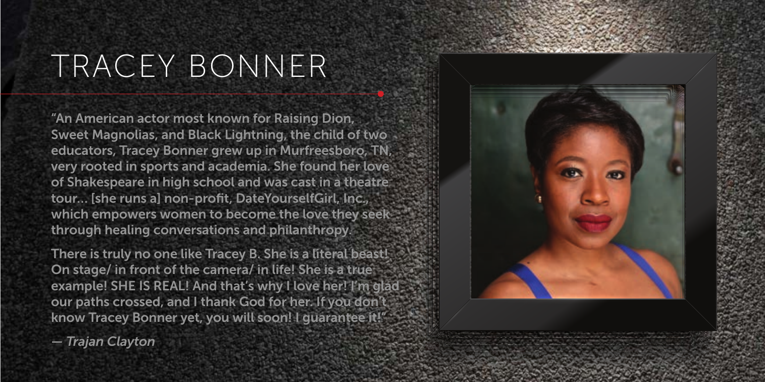# TRACEY BONNER

"An American actor most known for Raising Dion, Sweet Magnolias, and Black Lightning, the child of two educators, Tracey Bonner grew up in Murfreesboro, TN, very rooted in sports and academia. She found her love of Shakespeare in high school and was cast in a theatre tour... [she runs a] non-profit, DateYourselfGirl, Inc., which empowers women to become the love they seek through healing conversations and philanthropy.

There is truly no one like Tracey B. She is a literal beast! On stage/ in front of the camera/ in life! She is a true example! SHE IS REAL! And that's why I love her! I'm glad our paths crossed, and I thank God for her. If you don't know Tracey Bonner yet, you will soon! I guarantee it!"

*— Trajan Clayton*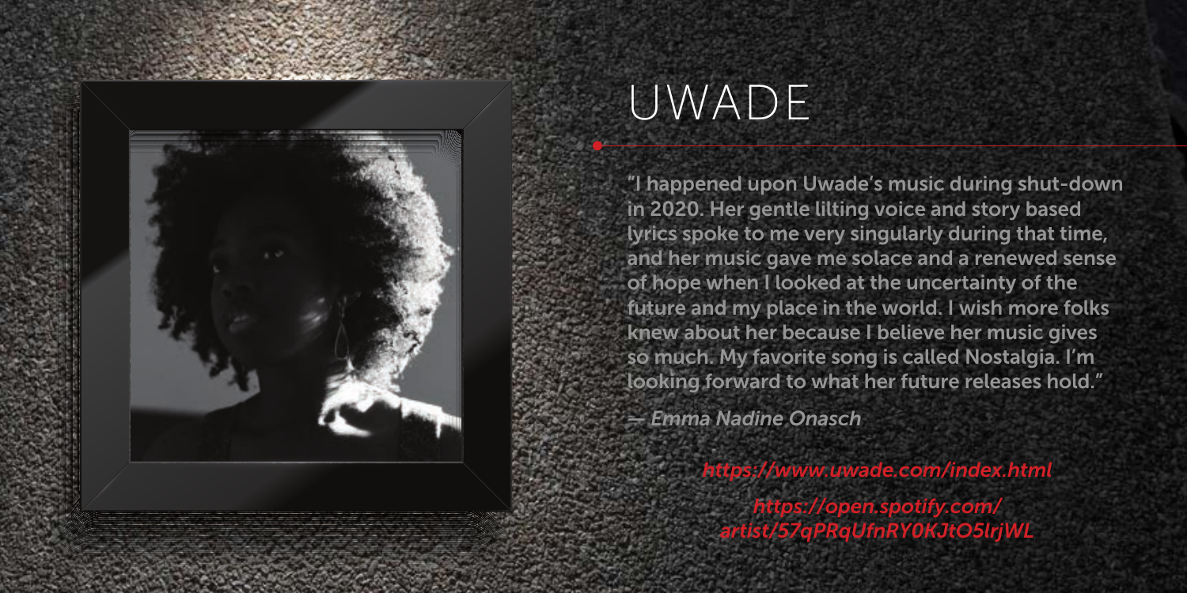# UWADE

"I happened upon Uwade's music during shut-down in 2020. Her gentle lilting voice and story based lyrics spoke to me very singularly during that time, and her music gave me solace and a renewed sense of hope when I looked at the uncertainty of the future and my place in the world. I wish more folks knew about her because I believe her music gives so much. My favorite song is called Nostalgia. I'm looking forward to what her future releases hold."

*— Emma Nadine Onasch*

*https://www.uwade.com/index.html*

*https://open.spotify.com/artist/57qPRqUfnRY0KJtO5lrjWL*